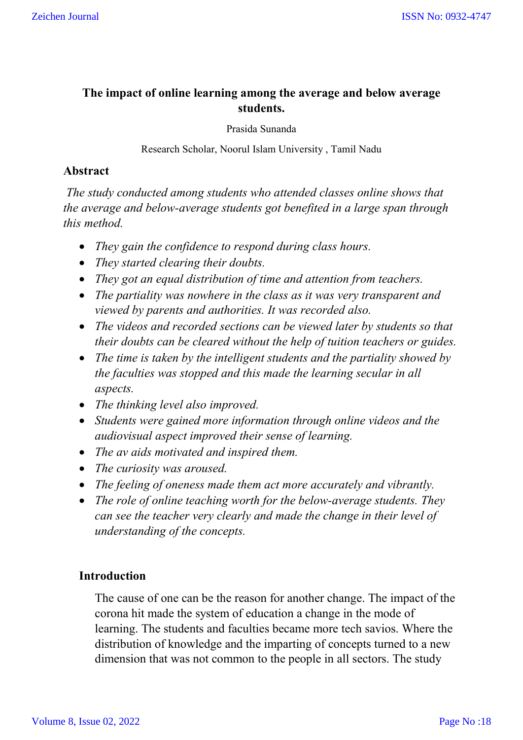# The impact of online learning among the average and below average students.

Prasida Sunanda

Research Scholar, Noorul Islam University , Tamil Nadu

## Abstract

*The study conducted among students who attended classes online shows that the average and below-average students got benefited in a large span through this method.*

- *They gain the confidence to respond during class hours.*
- *They started clearing their doubts.*
- *They got an equal distribution of time and attention from teachers.*
- *The partiality was nowhere in the class as it was very transparent and viewed by parents and authorities. It was recorded also.*
- *The videos and recorded sections can be viewed later by students so that their doubts can be cleared without the help of tuition teachers or guides.*
- *The time is taken by the intelligent students and the partiality showed by the faculties was stopped and this made the learning secular in all aspects.*
- *The thinking level also improved.*
- *Students were gained more information through online videos and the audiovisual aspect improved their sense of learning.*
- *The av aids motivated and inspired them.*
- *The curiosity was aroused.*
- *The feeling of oneness made them act more accurately and vibrantly.*
- *The role of online teaching worth for the below-average students. They can see the teacher very clearly and made the change in their level of understanding of the concepts.*

## Introduction

The cause of one can be the reason for another change. The impact of the corona hit made the system of education a change in the mode of learning. The students and faculties became more tech savios. Where the distribution of knowledge and the imparting of concepts turned to a new dimension that was not common to the people in all sectors. The study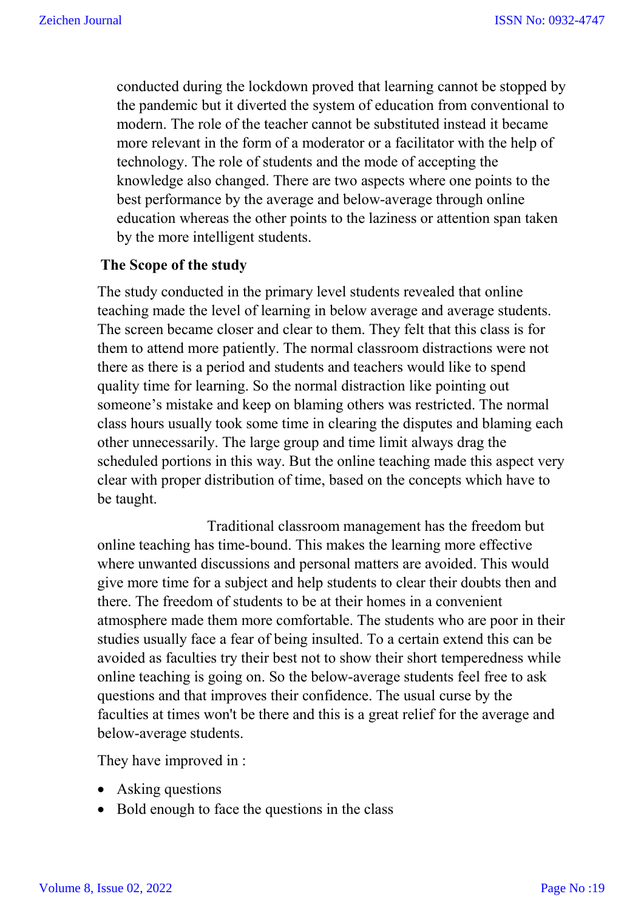conducted during the lockdown proved that learning cannot be stopped by the pandemic but it diverted the system of education from conventional to modern. The role of the teacher cannot be substituted instead it became more relevant in the form of a moderator or a facilitator with the help of technology. The role of students and the mode of accepting the knowledge also changed. There are two aspects where one points to the best performance by the average and below-average through online education whereas the other points to the laziness or attention span taken by the more intelligent students.

**The Scope of the study**

The study conducted in the primary level students revealed that online teaching made the level of learning in below average and average students. The screen became closer and clear to them. They felt that this class is for them to attend more patiently. The normal classroom distractions were not there as there is a period and students and teachers would like to spend quality time for learning. So the normal distraction like pointing out someone's mistake and keep on blaming others was restricted. The normal class hours usually took some time in clearing the disputes and blaming each other unnecessarily. The large group and time limit always drag the scheduled portions in this way. But the online teaching made this aspect very clear with proper distribution of time, based on the concepts which have to be taught.

Traditional classroom management has the freedom but online teaching has time-bound. This makes the learning more effective where unwanted discussions and personal matters are avoided. This would give more time for a subject and help students to clear their doubts then and there. The freedom of students to be at their homes in a convenient atmosphere made them more comfortable. The students who are poor in their studies usually face a fear of being insulted. To a certain extend this can be avoided as faculties try their best not to show their short temperedness while online teaching is going on. So the below-average students feel free to ask questions and that improves their confidence. The usual curse by the faculties at times won't be there and this is a great relief for the average and below-average students.

They have improved in :

- Asking questions
- Bold enough to face the questions in the class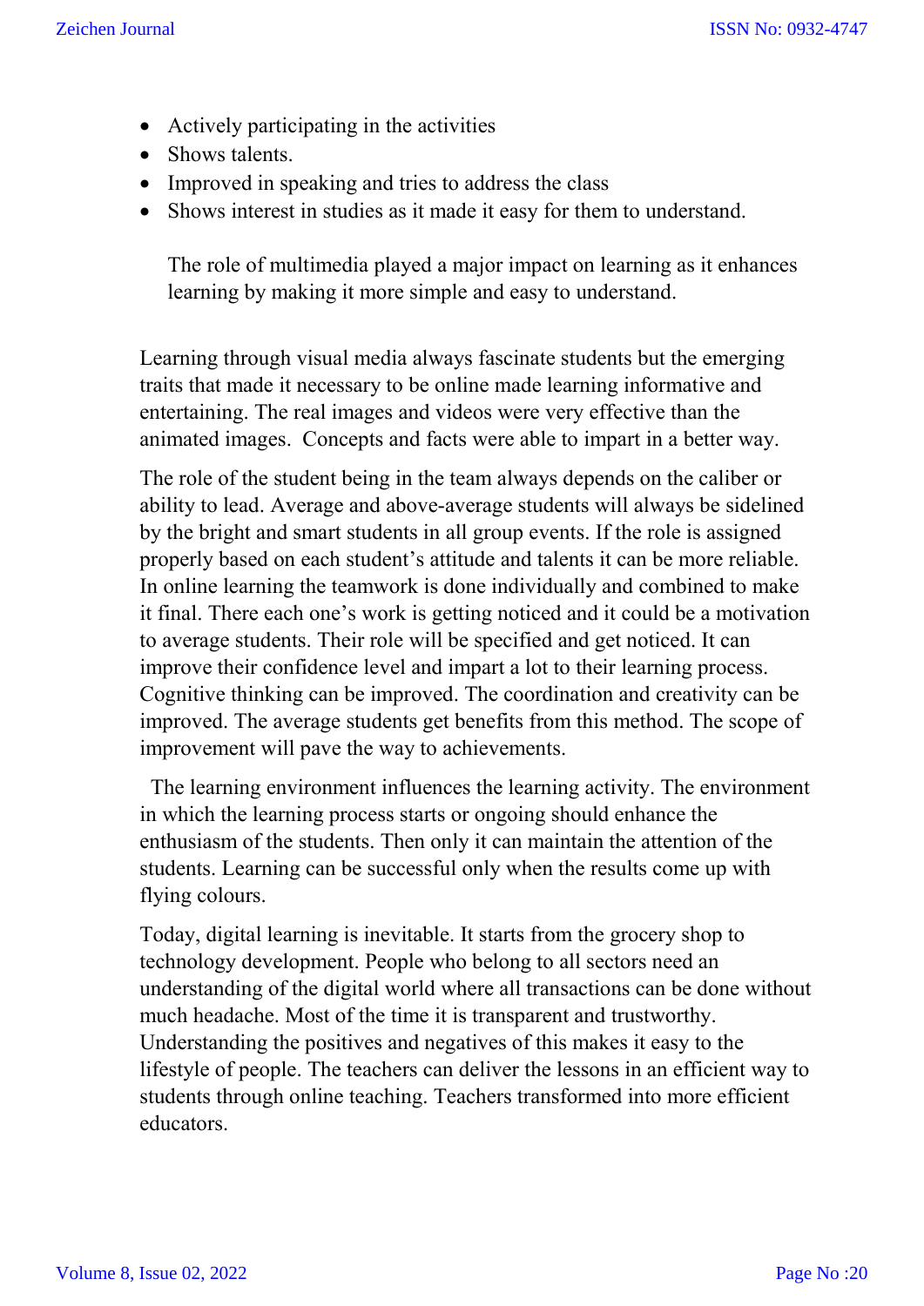- Actively participating in the activities
- Shows talents.
- Improved in speaking and tries to address the class
- Shows interest in studies as it made it easy for them to understand.

  The role of multimedia played a major impact on learning as it enhances learning by making it more simple and easy to understand.

Learning through visual media always fascinate students but the emerging traits that made it necessary to be online made learning informative and entertaining. The real images and videos were very effective than the animated images. Concepts and facts were able to impart in a better way.

The role of the student being in the team always depends on the caliber or ability to lead. Average and above-average students will always be sidelined by the bright and smart students in all group events. If the role is assigned properly based on each student's attitude and talents it can be more reliable. In online learning the teamwork is done individually and combined to make it final. There each one's work is getting noticed and it could be a motivation to average students. Their role will be specified and get noticed. It can improve their confidence level and impart a lot to their learning process. Cognitive thinking can be improved. The coordination and creativity can be improved. The average students get benefits from this method. The scope of improvement will pave the way to achievements.

The learning environment influences the learning activity. The environment in which the learning process starts or ongoing should enhance the enthusiasm of the students. Then only it can maintain the attention of the students. Learning can be successful only when the results come up with flying colours.

Today, digital learning is inevitable. It starts from the grocery shop to technology development. People who belong to all sectors need an understanding of the digital world where all transactions can be done without much headache. Most of the time it is transparent and trustworthy. Understanding the positives and negatives of this makes it easy to the lifestyle of people. The teachers can deliver the lessons in an efficient way to students through online teaching. Teachers transformed into more efficient educators.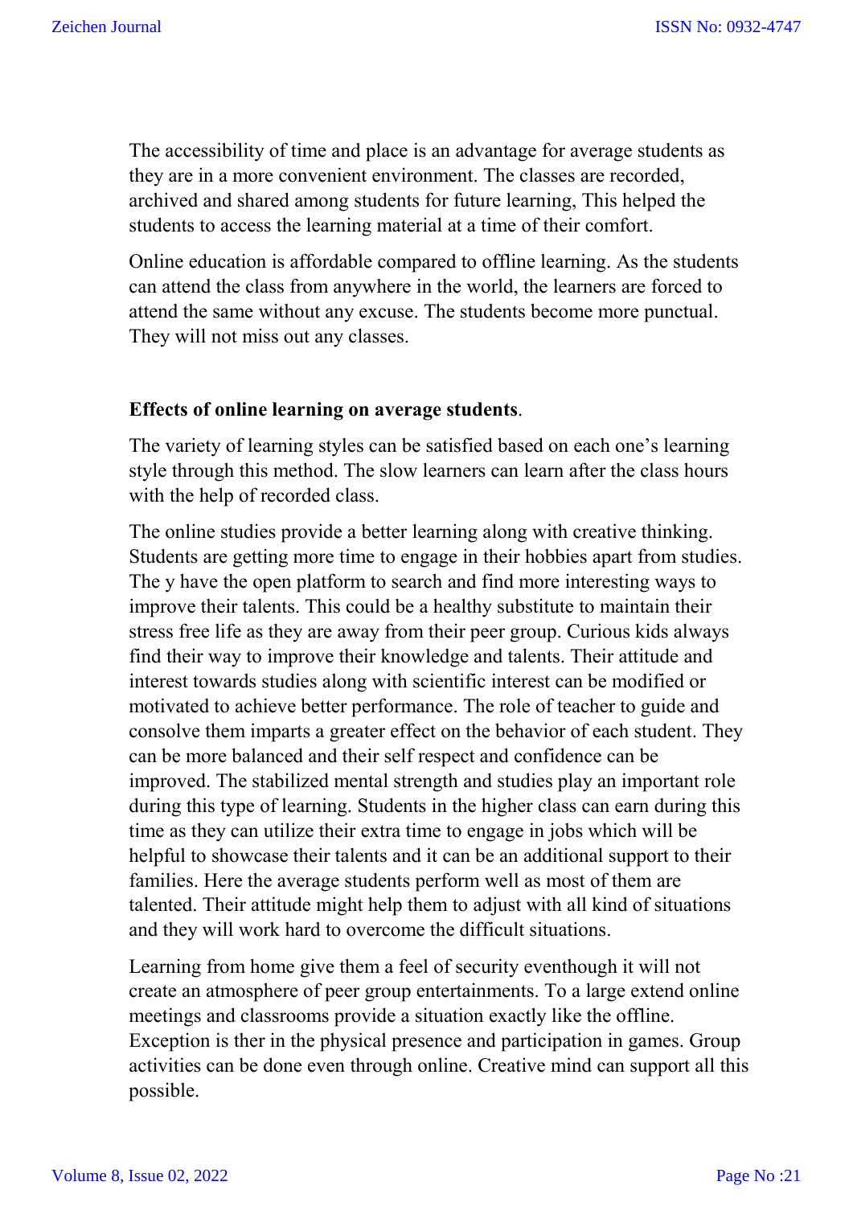The accessibility of time and place is an advantage for average students as they are in a more convenient environment. The classes are recorded, archived and shared among students for future learning, This helped the students to access the learning material at a time of their comfort.

Online education is affordable compared to offline learning. As the students can attend the class from anywhere in the world, the learners are forced to attend the same without any excuse. The students become more punctual. They will not miss out any classes.

**Effects of online learning on average students**.

The variety of learning styles can be satisfied based on each one's learning style through this method. The slow learners can learn after the class hours with the help of recorded class.

The online studies provide a better learning along with creative thinking. Students are getting more time to engage in their hobbies apart from studies. The y have the open platform to search and find more interesting ways to improve their talents. This could be a healthy substitute to maintain their stress free life as they are away from their peer group. Curious kids always find their way to improve their knowledge and talents. Their attitude and interest towards studies along with scientific interest can be modified or motivated to achieve better performance. The role of teacher to guide and consolve them imparts a greater effect on the behavior of each student. They can be more balanced and their self respect and confidence can be improved. The stabilized mental strength and studies play an important role during this type of learning. Students in the higher class can earn during this time as they can utilize their extra time to engage in jobs which will be helpful to showcase their talents and it can be an additional support to their families. Here the average students perform well as most of them are talented. Their attitude might help them to adjust with all kind of situations and they will work hard to overcome the difficult situations.

Learning from home give them a feel of security eventhough it will not create an atmosphere of peer group entertainments. To a large extend online meetings and classrooms provide a situation exactly like the offline. Exception is ther in the physical presence and participation in games. Group activities can be done even through online. Creative mind can support all this possible.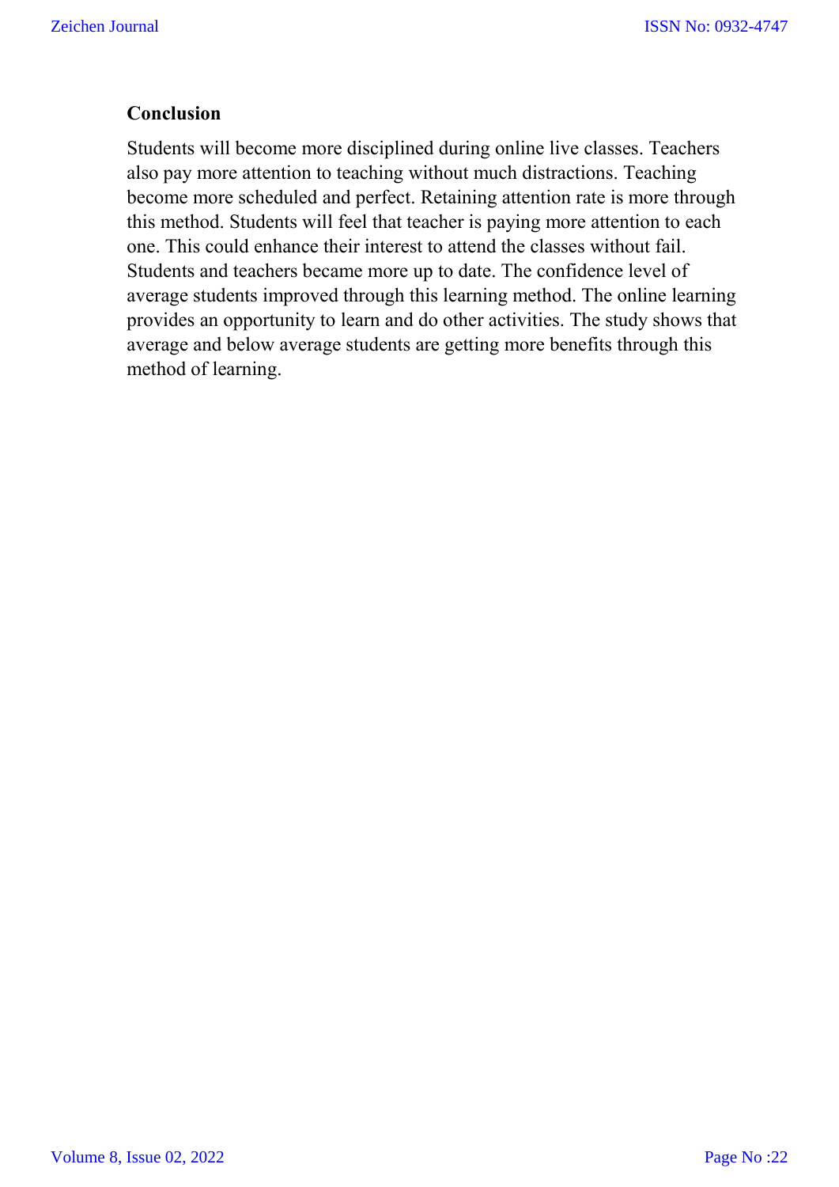## Conclusion

Students will become more disciplined during online live classes. Teachers also pay more attention to teaching without much distractions. Teaching become more scheduled and perfect. Retaining attention rate is more through this method. Students will feel that teacher is paying more attention to each one. This could enhance their interest to attend the classes without fail. Students and teachers became more up to date. The confidence level of average students improved through this learning method. The online learning provides an opportunity to learn and do other activities. The study shows that average and below average students are getting more benefits through this method of learning.